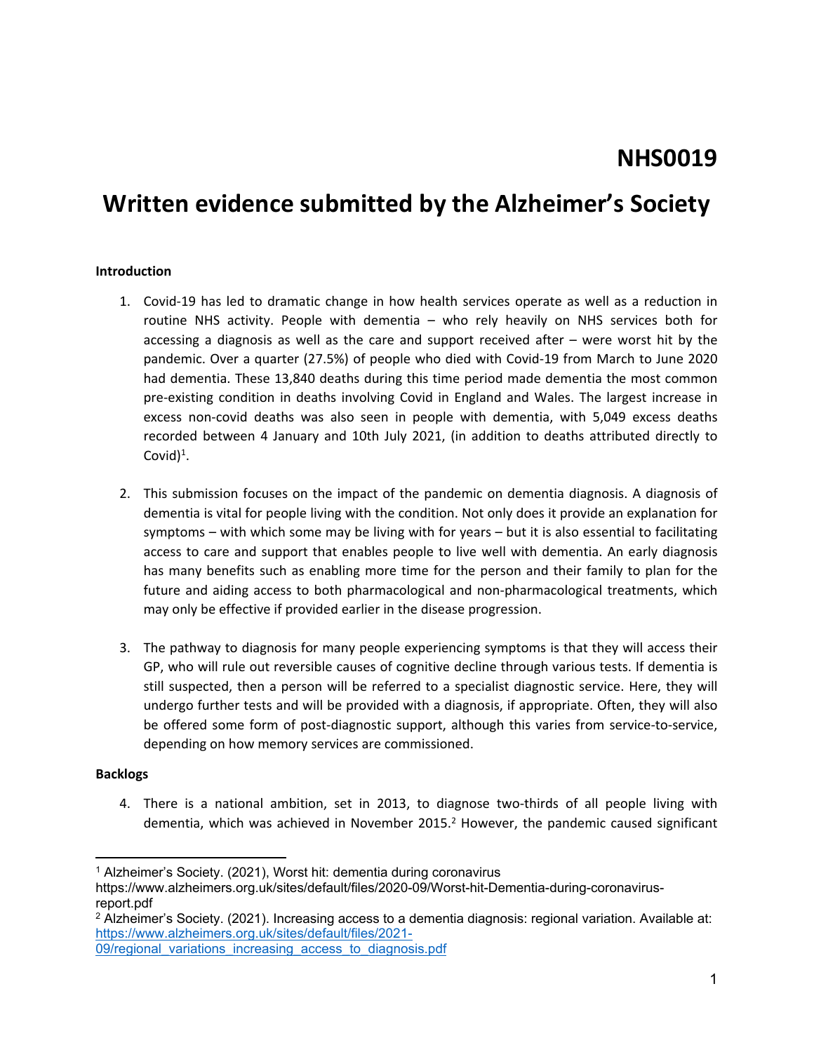# NHS0019

# Written evidence submitted by the Alzheimer's Society

**Introduction**

1. Covid-19 has led to dramatic change in how health services operate as well as a reduction in routine NHS activity. People with dementia – who rely heavily on NHS services both for accessing a diagnosis as well as the care and support received after – were worst hit by the pandemic. Over a quarter (27.5%) of people who died with Covid-19 from March to June 2020 had dementia. These 13,840 deaths during this time period made dementia the most common pre-existing condition in deaths involving Covid in England and Wales. The largest increase in excess non-covid deaths was also seen in people with dementia, with 5,049 excess deaths recorded between 4 January and 10th July 2021, (in addition to deaths attributed directly to Covid)[1].

2. This submission focuses on the impact of the pandemic on dementia diagnosis. A diagnosis of dementia is vital for people living with the condition. Not only does it provide an explanation for symptoms – with which some may be living with for years – but it is also essential to facilitating access to care and support that enables people to live well with dementia. An early diagnosis has many benefits such as enabling more time for the person and their family to plan for the future and aiding access to both pharmacological and non-pharmacological treatments, which may only be effective if provided earlier in the disease progression.

3. The pathway to diagnosis for many people experiencing symptoms is that they will access their GP, who will rule out reversible causes of cognitive decline through various tests. If dementia is still suspected, then a person will be referred to a specialist diagnostic service. Here, they will undergo further tests and will be provided with a diagnosis, if appropriate. Often, they will also be offered some form of post-diagnostic support, although this varies from service-to-service, depending on how memory services are commissioned.

**Backlogs**

4. There is a national ambition, set in 2013, to diagnose two-thirds of all people living with dementia, which was achieved in November 2015.[2] However, the pandemic caused significant

---

[1] Alzheimer's Society. (2021), Worst hit: dementia during coronavirus https://www.alzheimers.org.uk/sites/default/files/2020-09/Worst-hit-Dementia-during-coronavirus-report.pdf

[2] Alzheimer's Society. (2021). Increasing access to a dementia diagnosis: regional variation. Available at: https://www.alzheimers.org.uk/sites/default/files/2021-09/regional_variations_increasing_access_to_diagnosis.pdf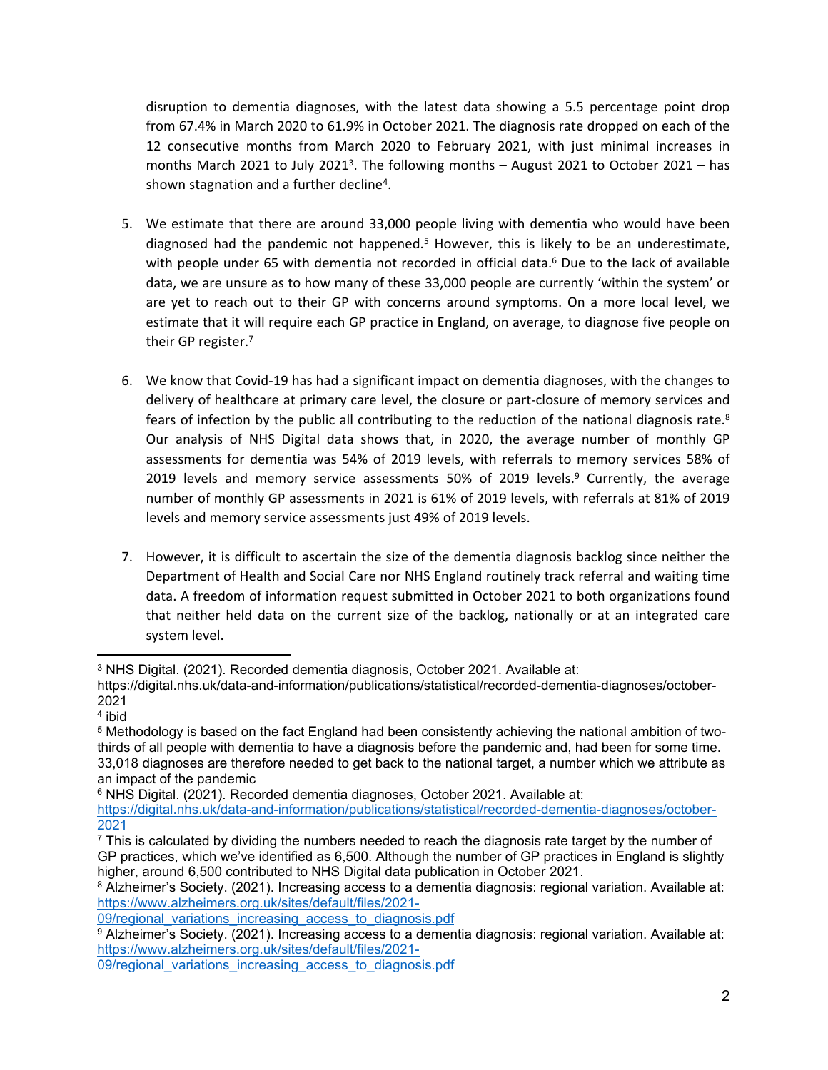disruption to dementia diagnoses, with the latest data showing a 5.5 percentage point drop from 67.4% in March 2020 to 61.9% in October 2021. The diagnosis rate dropped on each of the 12 consecutive months from March 2020 to February 2021, with just minimal increases in months March 2021 to July 2021[3]. The following months – August 2021 to October 2021 – has shown stagnation and a further decline[4].

5. We estimate that there are around 33,000 people living with dementia who would have been diagnosed had the pandemic not happened.[5] However, this is likely to be an underestimate, with people under 65 with dementia not recorded in official data.[6] Due to the lack of available data, we are unsure as to how many of these 33,000 people are currently 'within the system' or are yet to reach out to their GP with concerns around symptoms. On a more local level, we estimate that it will require each GP practice in England, on average, to diagnose five people on their GP register.[7]

6. We know that Covid-19 has had a significant impact on dementia diagnoses, with the changes to delivery of healthcare at primary care level, the closure or part-closure of memory services and fears of infection by the public all contributing to the reduction of the national diagnosis rate.[8] Our analysis of NHS Digital data shows that, in 2020, the average number of monthly GP assessments for dementia was 54% of 2019 levels, with referrals to memory services 58% of 2019 levels and memory service assessments 50% of 2019 levels.[9] Currently, the average number of monthly GP assessments in 2021 is 61% of 2019 levels, with referrals at 81% of 2019 levels and memory service assessments just 49% of 2019 levels.

7. However, it is difficult to ascertain the size of the dementia diagnosis backlog since neither the Department of Health and Social Care nor NHS England routinely track referral and waiting time data. A freedom of information request submitted in October 2021 to both organizations found that neither held data on the current size of the backlog, nationally or at an integrated care system level.

---

[3] NHS Digital. (2021). Recorded dementia diagnosis, October 2021. Available at: https://digital.nhs.uk/data-and-information/publications/statistical/recorded-dementia-diagnoses/october-2021

[4] ibid

[5] Methodology is based on the fact England had been consistently achieving the national ambition of two-thirds of all people with dementia to have a diagnosis before the pandemic and, had been for some time. 33,018 diagnoses are therefore needed to get back to the national target, a number which we attribute as an impact of the pandemic

[6] NHS Digital. (2021). Recorded dementia diagnoses, October 2021. Available at: https://digital.nhs.uk/data-and-information/publications/statistical/recorded-dementia-diagnoses/october-2021

[7] This is calculated by dividing the numbers needed to reach the diagnosis rate target by the number of GP practices, which we've identified as 6,500. Although the number of GP practices in England is slightly higher, around 6,500 contributed to NHS Digital data publication in October 2021.

[8] Alzheimer's Society. (2021). Increasing access to a dementia diagnosis: regional variation. Available at: https://www.alzheimers.org.uk/sites/default/files/2021-09/regional_variations_increasing_access_to_diagnosis.pdf

[9] Alzheimer's Society. (2021). Increasing access to a dementia diagnosis: regional variation. Available at: https://www.alzheimers.org.uk/sites/default/files/2021-09/regional_variations_increasing_access_to_diagnosis.pdf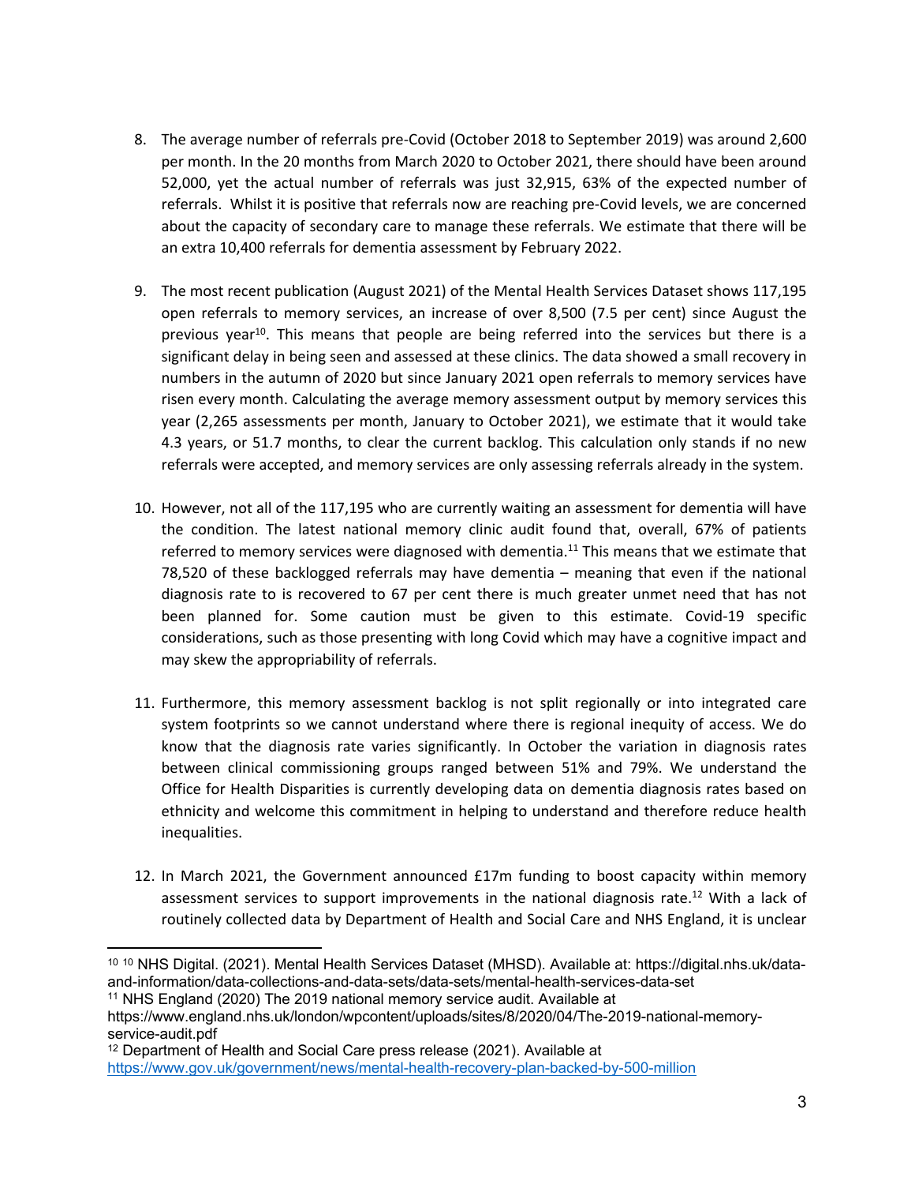8. The average number of referrals pre-Covid (October 2018 to September 2019) was around 2,600 per month. In the 20 months from March 2020 to October 2021, there should have been around 52,000, yet the actual number of referrals was just 32,915, 63% of the expected number of referrals. Whilst it is positive that referrals now are reaching pre-Covid levels, we are concerned about the capacity of secondary care to manage these referrals. We estimate that there will be an extra 10,400 referrals for dementia assessment by February 2022.

9. The most recent publication (August 2021) of the Mental Health Services Dataset shows 117,195 open referrals to memory services, an increase of over 8,500 (7.5 per cent) since August the previous year[10]. This means that people are being referred into the services but there is a significant delay in being seen and assessed at these clinics. The data showed a small recovery in numbers in the autumn of 2020 but since January 2021 open referrals to memory services have risen every month. Calculating the average memory assessment output by memory services this year (2,265 assessments per month, January to October 2021), we estimate that it would take 4.3 years, or 51.7 months, to clear the current backlog. This calculation only stands if no new referrals were accepted, and memory services are only assessing referrals already in the system.

10. However, not all of the 117,195 who are currently waiting an assessment for dementia will have the condition. The latest national memory clinic audit found that, overall, 67% of patients referred to memory services were diagnosed with dementia.[11] This means that we estimate that 78,520 of these backlogged referrals may have dementia – meaning that even if the national diagnosis rate to is recovered to 67 per cent there is much greater unmet need that has not been planned for. Some caution must be given to this estimate. Covid-19 specific considerations, such as those presenting with long Covid which may have a cognitive impact and may skew the appropriability of referrals.

11. Furthermore, this memory assessment backlog is not split regionally or into integrated care system footprints so we cannot understand where there is regional inequity of access. We do know that the diagnosis rate varies significantly. In October the variation in diagnosis rates between clinical commissioning groups ranged between 51% and 79%. We understand the Office for Health Disparities is currently developing data on dementia diagnosis rates based on ethnicity and welcome this commitment in helping to understand and therefore reduce health inequalities.

12. In March 2021, the Government announced £17m funding to boost capacity within memory assessment services to support improvements in the national diagnosis rate.[12] With a lack of routinely collected data by Department of Health and Social Care and NHS England, it is unclear

---

[10] [10] NHS Digital. (2021). Mental Health Services Dataset (MHSD). Available at: https://digital.nhs.uk/data-and-information/data-collections-and-data-sets/data-sets/mental-health-services-data-set

[11] NHS England (2020) The 2019 national memory service audit. Available at https://www.england.nhs.uk/london/wpcontent/uploads/sites/8/2020/04/The-2019-national-memory-service-audit.pdf

[12] Department of Health and Social Care press release (2021). Available at https://www.gov.uk/government/news/mental-health-recovery-plan-backed-by-500-million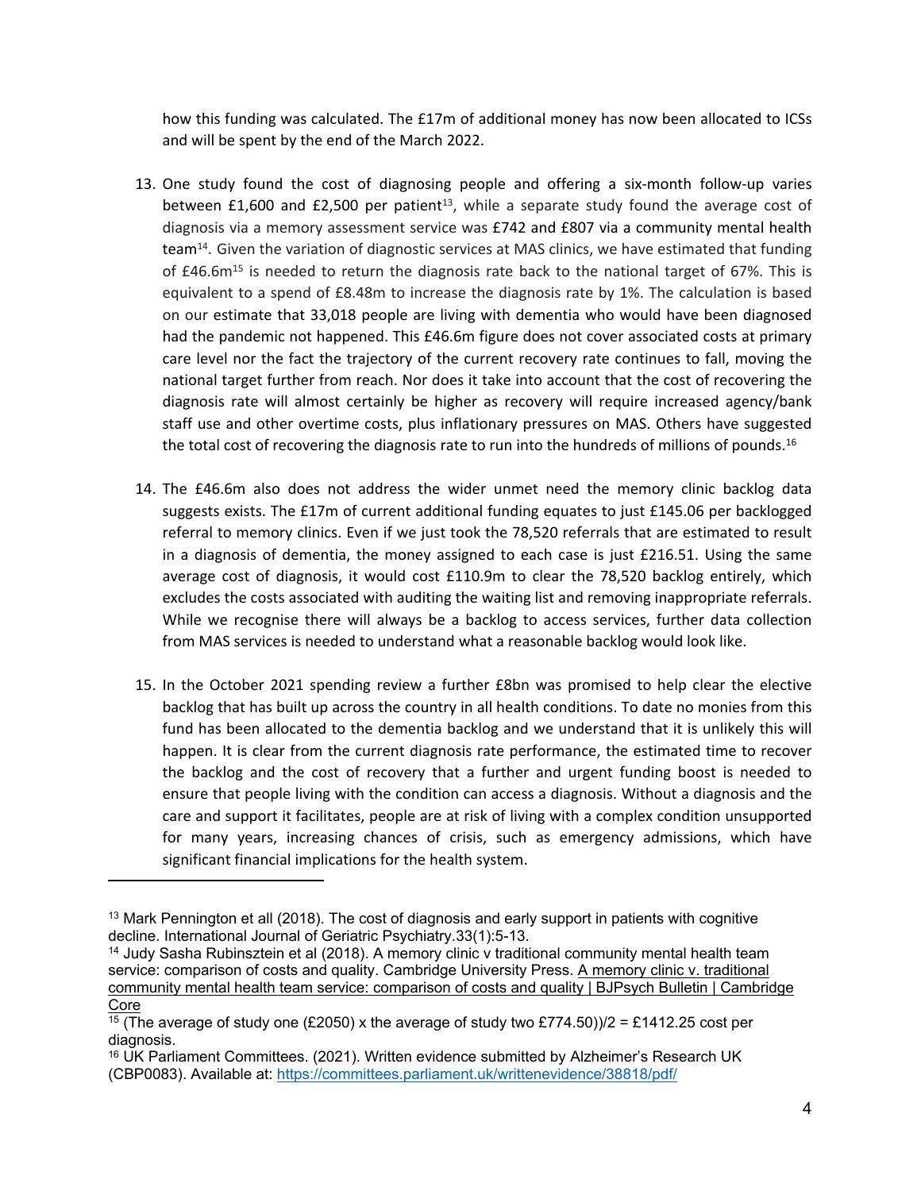how this funding was calculated. The £17m of additional money has now been allocated to ICSs and will be spent by the end of the March 2022.

13. One study found the cost of diagnosing people and offering a six-month follow-up varies between £1,600 and £2,500 per patient[13], while a separate study found the average cost of diagnosis via a memory assessment service was £742 and £807 via a community mental health team[14]. Given the variation of diagnostic services at MAS clinics, we have estimated that funding of £46.6m[15] is needed to return the diagnosis rate back to the national target of 67%. This is equivalent to a spend of £8.48m to increase the diagnosis rate by 1%. The calculation is based on our estimate that 33,018 people are living with dementia who would have been diagnosed had the pandemic not happened. This £46.6m figure does not cover associated costs at primary care level nor the fact the trajectory of the current recovery rate continues to fall, moving the national target further from reach. Nor does it take into account that the cost of recovering the diagnosis rate will almost certainly be higher as recovery will require increased agency/bank staff use and other overtime costs, plus inflationary pressures on MAS. Others have suggested the total cost of recovering the diagnosis rate to run into the hundreds of millions of pounds.[16]

14. The £46.6m also does not address the wider unmet need the memory clinic backlog data suggests exists. The £17m of current additional funding equates to just £145.06 per backlogged referral to memory clinics. Even if we just took the 78,520 referrals that are estimated to result in a diagnosis of dementia, the money assigned to each case is just £216.51. Using the same average cost of diagnosis, it would cost £110.9m to clear the 78,520 backlog entirely, which excludes the costs associated with auditing the waiting list and removing inappropriate referrals. While we recognise there will always be a backlog to access services, further data collection from MAS services is needed to understand what a reasonable backlog would look like.

15. In the October 2021 spending review a further £8bn was promised to help clear the elective backlog that has built up across the country in all health conditions. To date no monies from this fund has been allocated to the dementia backlog and we understand that it is unlikely this will happen. It is clear from the current diagnosis rate performance, the estimated time to recover the backlog and the cost of recovery that a further and urgent funding boost is needed to ensure that people living with the condition can access a diagnosis. Without a diagnosis and the care and support it facilitates, people are at risk of living with a complex condition unsupported for many years, increasing chances of crisis, such as emergency admissions, which have significant financial implications for the health system.

---

[13] Mark Pennington et all (2018). The cost of diagnosis and early support in patients with cognitive decline. International Journal of Geriatric Psychiatry.33(1):5-13.

[14] Judy Sasha Rubinsztein et al (2018). A memory clinic v traditional community mental health team service: comparison of costs and quality. Cambridge University Press. A memory clinic v. traditional community mental health team service: comparison of costs and quality | BJPsych Bulletin | Cambridge Core

[15] (The average of study one (£2050) x the average of study two £774.50))/2 = £1412.25 cost per diagnosis.

[16] UK Parliament Committees. (2021). Written evidence submitted by Alzheimer's Research UK (CBP0083). Available at: https://committees.parliament.uk/writtenevidence/38818/pdf/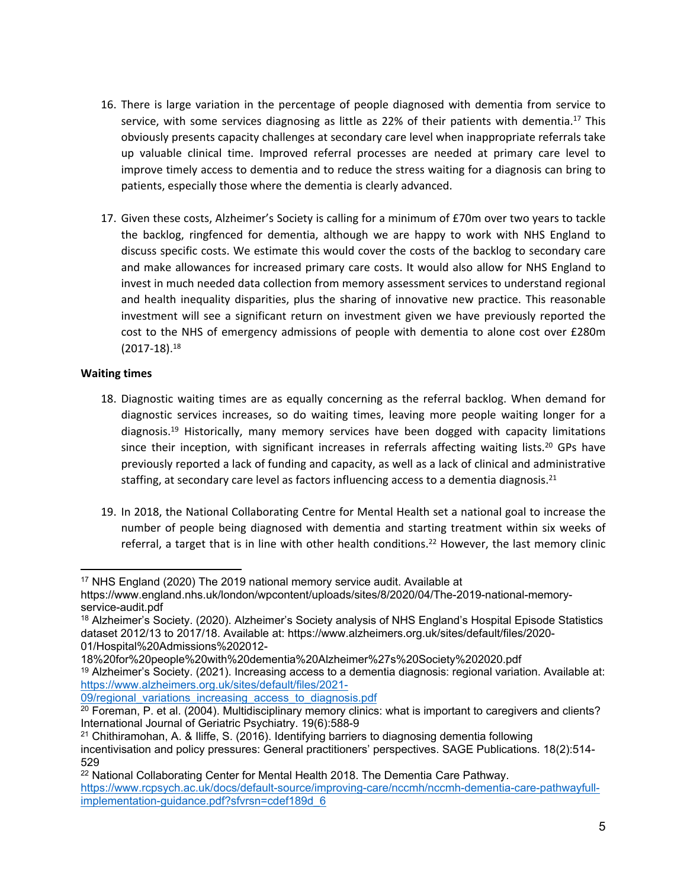16. There is large variation in the percentage of people diagnosed with dementia from service to service, with some services diagnosing as little as 22% of their patients with dementia.[17] This obviously presents capacity challenges at secondary care level when inappropriate referrals take up valuable clinical time. Improved referral processes are needed at primary care level to improve timely access to dementia and to reduce the stress waiting for a diagnosis can bring to patients, especially those where the dementia is clearly advanced.

17. Given these costs, Alzheimer's Society is calling for a minimum of £70m over two years to tackle the backlog, ringfenced for dementia, although we are happy to work with NHS England to discuss specific costs. We estimate this would cover the costs of the backlog to secondary care and make allowances for increased primary care costs. It would also allow for NHS England to invest in much needed data collection from memory assessment services to understand regional and health inequality disparities, plus the sharing of innovative new practice. This reasonable investment will see a significant return on investment given we have previously reported the cost to the NHS of emergency admissions of people with dementia to alone cost over £280m (2017-18).[18]

**Waiting times**

18. Diagnostic waiting times are as equally concerning as the referral backlog. When demand for diagnostic services increases, so do waiting times, leaving more people waiting longer for a diagnosis.[19] Historically, many memory services have been dogged with capacity limitations since their inception, with significant increases in referrals affecting waiting lists.[20] GPs have previously reported a lack of funding and capacity, as well as a lack of clinical and administrative staffing, at secondary care level as factors influencing access to a dementia diagnosis.[21]

19. In 2018, the National Collaborating Centre for Mental Health set a national goal to increase the number of people being diagnosed with dementia and starting treatment within six weeks of referral, a target that is in line with other health conditions.[22] However, the last memory clinic

---

[17] NHS England (2020) The 2019 national memory service audit. Available at https://www.england.nhs.uk/london/wpcontent/uploads/sites/8/2020/04/The-2019-national-memory-service-audit.pdf

[18] Alzheimer's Society. (2020). Alzheimer's Society analysis of NHS England's Hospital Episode Statistics dataset 2012/13 to 2017/18. Available at: https://www.alzheimers.org.uk/sites/default/files/2020-01/Hospital%20Admissions%202012-18%20for%20people%20with%20dementia%20Alzheimer%27s%20Society%202020.pdf

[19] Alzheimer's Society. (2021). Increasing access to a dementia diagnosis: regional variation. Available at: https://www.alzheimers.org.uk/sites/default/files/2021-09/regional_variations_increasing_access_to_diagnosis.pdf

[20] Foreman, P. et al. (2004). Multidisciplinary memory clinics: what is important to caregivers and clients? International Journal of Geriatric Psychiatry. 19(6):588-9

[21] Chithiramohan, A. & Iliffe, S. (2016). Identifying barriers to diagnosing dementia following incentivisation and policy pressures: General practitioners' perspectives. SAGE Publications. 18(2):514-529

[22] National Collaborating Center for Mental Health 2018. The Dementia Care Pathway. https://www.rcpsych.ac.uk/docs/default-source/improving-care/nccmh/nccmh-dementia-care-pathwayfull-implementation-guidance.pdf?sfvrsn=cdef189d_6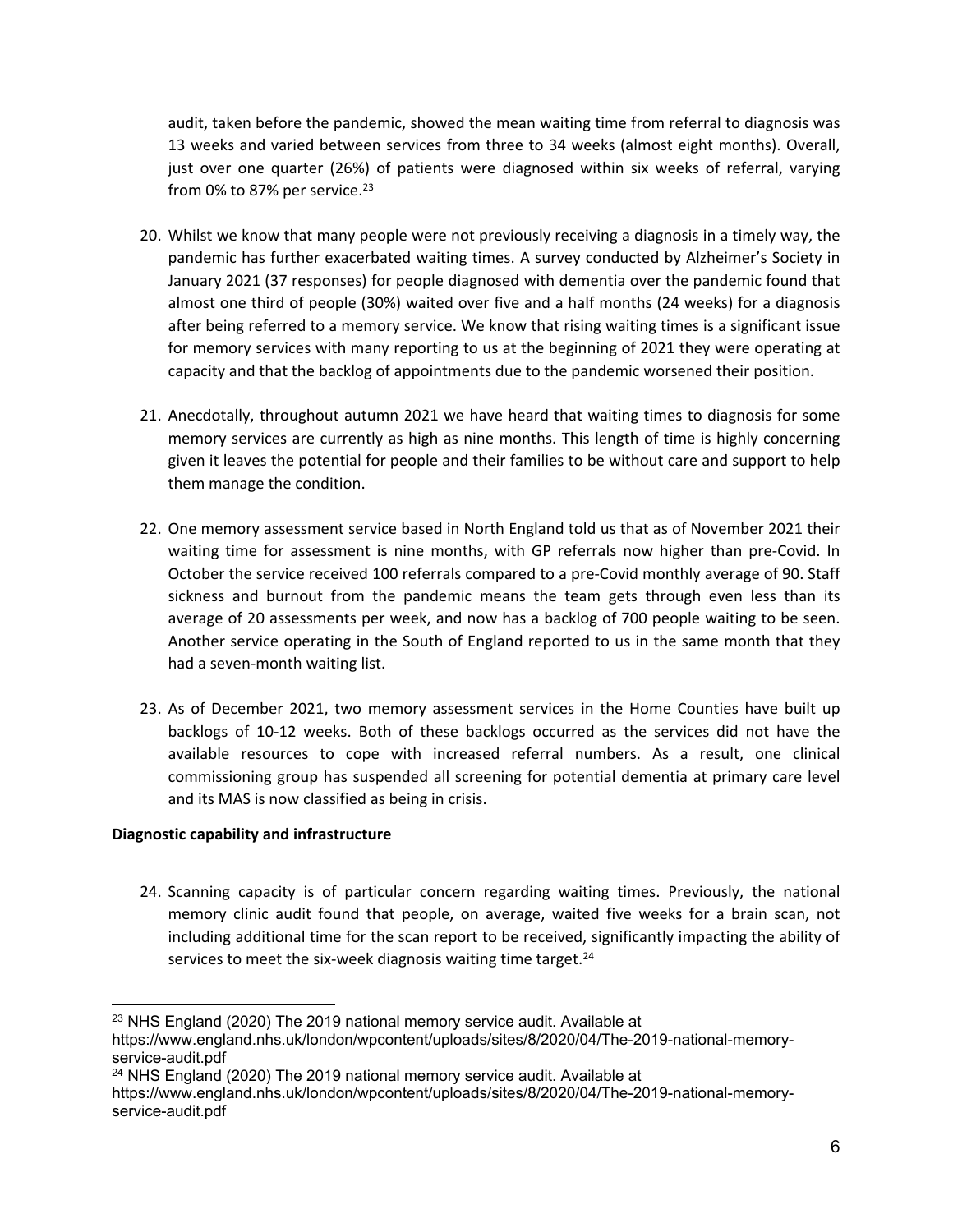audit, taken before the pandemic, showed the mean waiting time from referral to diagnosis was 13 weeks and varied between services from three to 34 weeks (almost eight months). Overall, just over one quarter (26%) of patients were diagnosed within six weeks of referral, varying from 0% to 87% per service.[23]

20. Whilst we know that many people were not previously receiving a diagnosis in a timely way, the pandemic has further exacerbated waiting times. A survey conducted by Alzheimer's Society in January 2021 (37 responses) for people diagnosed with dementia over the pandemic found that almost one third of people (30%) waited over five and a half months (24 weeks) for a diagnosis after being referred to a memory service. We know that rising waiting times is a significant issue for memory services with many reporting to us at the beginning of 2021 they were operating at capacity and that the backlog of appointments due to the pandemic worsened their position.

21. Anecdotally, throughout autumn 2021 we have heard that waiting times to diagnosis for some memory services are currently as high as nine months. This length of time is highly concerning given it leaves the potential for people and their families to be without care and support to help them manage the condition.

22. One memory assessment service based in North England told us that as of November 2021 their waiting time for assessment is nine months, with GP referrals now higher than pre-Covid. In October the service received 100 referrals compared to a pre-Covid monthly average of 90. Staff sickness and burnout from the pandemic means the team gets through even less than its average of 20 assessments per week, and now has a backlog of 700 people waiting to be seen. Another service operating in the South of England reported to us in the same month that they had a seven-month waiting list.

23. As of December 2021, two memory assessment services in the Home Counties have built up backlogs of 10-12 weeks. Both of these backlogs occurred as the services did not have the available resources to cope with increased referral numbers. As a result, one clinical commissioning group has suspended all screening for potential dementia at primary care level and its MAS is now classified as being in crisis.

**Diagnostic capability and infrastructure**

24. Scanning capacity is of particular concern regarding waiting times. Previously, the national memory clinic audit found that people, on average, waited five weeks for a brain scan, not including additional time for the scan report to be received, significantly impacting the ability of services to meet the six-week diagnosis waiting time target.[24]

---

[23] NHS England (2020) The 2019 national memory service audit. Available at https://www.england.nhs.uk/london/wpcontent/uploads/sites/8/2020/04/The-2019-national-memory-service-audit.pdf

[24] NHS England (2020) The 2019 national memory service audit. Available at https://www.england.nhs.uk/london/wpcontent/uploads/sites/8/2020/04/The-2019-national-memory-service-audit.pdf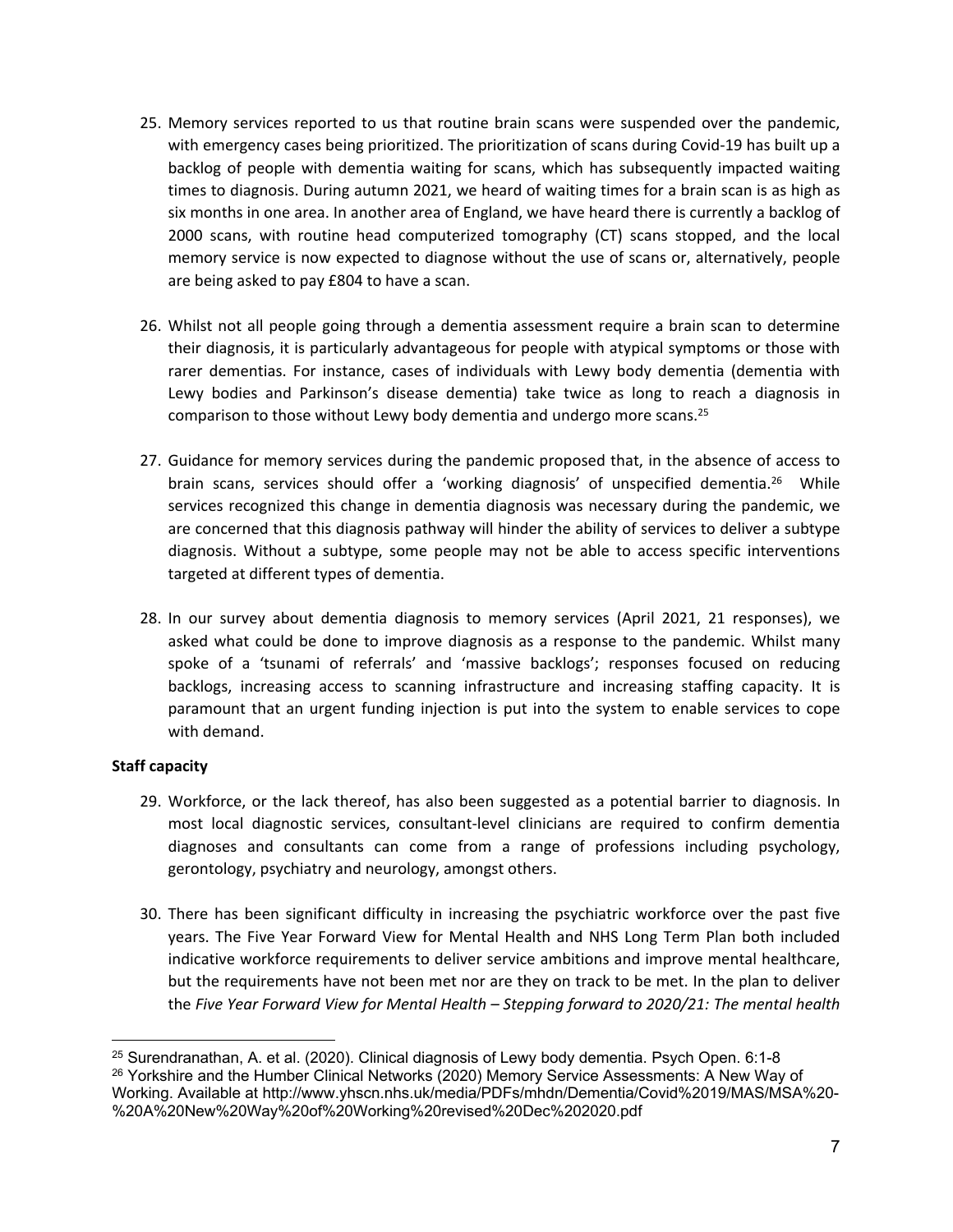25. Memory services reported to us that routine brain scans were suspended over the pandemic, with emergency cases being prioritized. The prioritization of scans during Covid-19 has built up a backlog of people with dementia waiting for scans, which has subsequently impacted waiting times to diagnosis. During autumn 2021, we heard of waiting times for a brain scan is as high as six months in one area. In another area of England, we have heard there is currently a backlog of 2000 scans, with routine head computerized tomography (CT) scans stopped, and the local memory service is now expected to diagnose without the use of scans or, alternatively, people are being asked to pay £804 to have a scan.

26. Whilst not all people going through a dementia assessment require a brain scan to determine their diagnosis, it is particularly advantageous for people with atypical symptoms or those with rarer dementias. For instance, cases of individuals with Lewy body dementia (dementia with Lewy bodies and Parkinson's disease dementia) take twice as long to reach a diagnosis in comparison to those without Lewy body dementia and undergo more scans.[25]

27. Guidance for memory services during the pandemic proposed that, in the absence of access to brain scans, services should offer a 'working diagnosis' of unspecified dementia.[26] While services recognized this change in dementia diagnosis was necessary during the pandemic, we are concerned that this diagnosis pathway will hinder the ability of services to deliver a subtype diagnosis. Without a subtype, some people may not be able to access specific interventions targeted at different types of dementia.

28. In our survey about dementia diagnosis to memory services (April 2021, 21 responses), we asked what could be done to improve diagnosis as a response to the pandemic. Whilst many spoke of a 'tsunami of referrals' and 'massive backlogs'; responses focused on reducing backlogs, increasing access to scanning infrastructure and increasing staffing capacity. It is paramount that an urgent funding injection is put into the system to enable services to cope with demand.

**Staff capacity**

29. Workforce, or the lack thereof, has also been suggested as a potential barrier to diagnosis. In most local diagnostic services, consultant-level clinicians are required to confirm dementia diagnoses and consultants can come from a range of professions including psychology, gerontology, psychiatry and neurology, amongst others.

30. There has been significant difficulty in increasing the psychiatric workforce over the past five years. The Five Year Forward View for Mental Health and NHS Long Term Plan both included indicative workforce requirements to deliver service ambitions and improve mental healthcare, but the requirements have not been met nor are they on track to be met. In the plan to deliver the *Five Year Forward View for Mental Health – Stepping forward to 2020/21: The mental health*

---

[25] Surendranathan, A. et al. (2020). Clinical diagnosis of Lewy body dementia. Psych Open. 6:1-8

[26] Yorkshire and the Humber Clinical Networks (2020) Memory Service Assessments: A New Way of Working. Available at http://www.yhscn.nhs.uk/media/PDFs/mhdn/Dementia/Covid%2019/MAS/MSA%20-%20A%20New%20Way%20of%20Working%20revised%20Dec%202020.pdf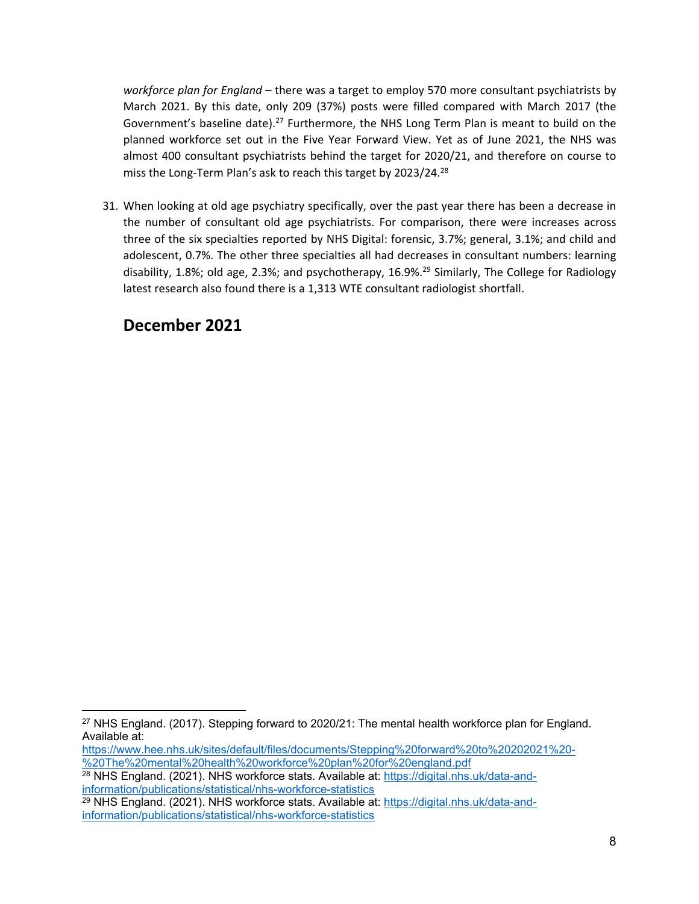*workforce plan for England* – there was a target to employ 570 more consultant psychiatrists by March 2021. By this date, only 209 (37%) posts were filled compared with March 2017 (the Government's baseline date).[27] Furthermore, the NHS Long Term Plan is meant to build on the planned workforce set out in the Five Year Forward View. Yet as of June 2021, the NHS was almost 400 consultant psychiatrists behind the target for 2020/21, and therefore on course to miss the Long-Term Plan's ask to reach this target by 2023/24.[28]

31. When looking at old age psychiatry specifically, over the past year there has been a decrease in the number of consultant old age psychiatrists. For comparison, there were increases across three of the six specialties reported by NHS Digital: forensic, 3.7%; general, 3.1%; and child and adolescent, 0.7%. The other three specialties all had decreases in consultant numbers: learning disability, 1.8%; old age, 2.3%; and psychotherapy, 16.9%.[29] Similarly, The College for Radiology latest research also found there is a 1,313 WTE consultant radiologist shortfall.

## December 2021

---

[27] NHS England. (2017). Stepping forward to 2020/21: The mental health workforce plan for England. Available at: https://www.hee.nhs.uk/sites/default/files/documents/Stepping%20forward%20to%20202021%20-%20The%20mental%20health%20workforce%20plan%20for%20england.pdf

[28] NHS England. (2021). NHS workforce stats. Available at: https://digital.nhs.uk/data-and-information/publications/statistical/nhs-workforce-statistics

[29] NHS England. (2021). NHS workforce stats. Available at: https://digital.nhs.uk/data-and-information/publications/statistical/nhs-workforce-statistics